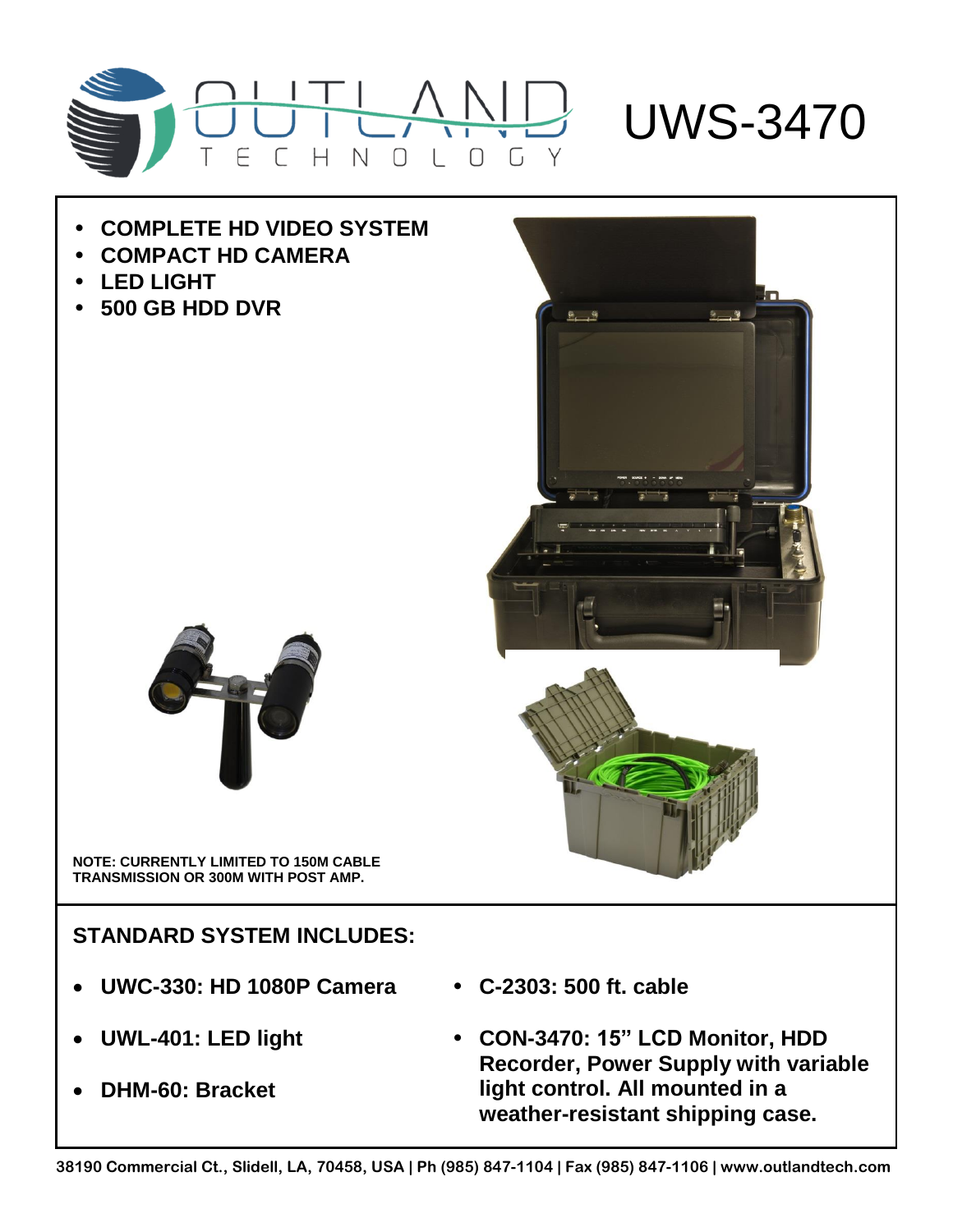# UWS-3470

- **COMPLETE HD VIDEO SYSTEM**
- **COMPACT HD CAMERA**
- **LED LIGHT**
- **500 GB HDD DVR**

**NOTE: CURRENTLY LIMITED TO 150M CABLE TRANSMISSION OR 300M WITH POST AMP.**

## STANDARD SYSTEM INCLUDES:

- **UWC-330: HD 1080P Camera**
- **UWL-401: LED light**
- **DHM-60: Bracket**
- **C-2303: 500 ft. cable**
- **CON-3470: 15" LCD Monitor, HDD Recorder, Power Supply with variable light control. All mounted in a weather-resistant shipping case.**

**38190 Commercial Ct., Slidell, LA, 70458, USA | Ph (985) 847-1104 | Fax (985) 847-1106 | www.outlandtech.com**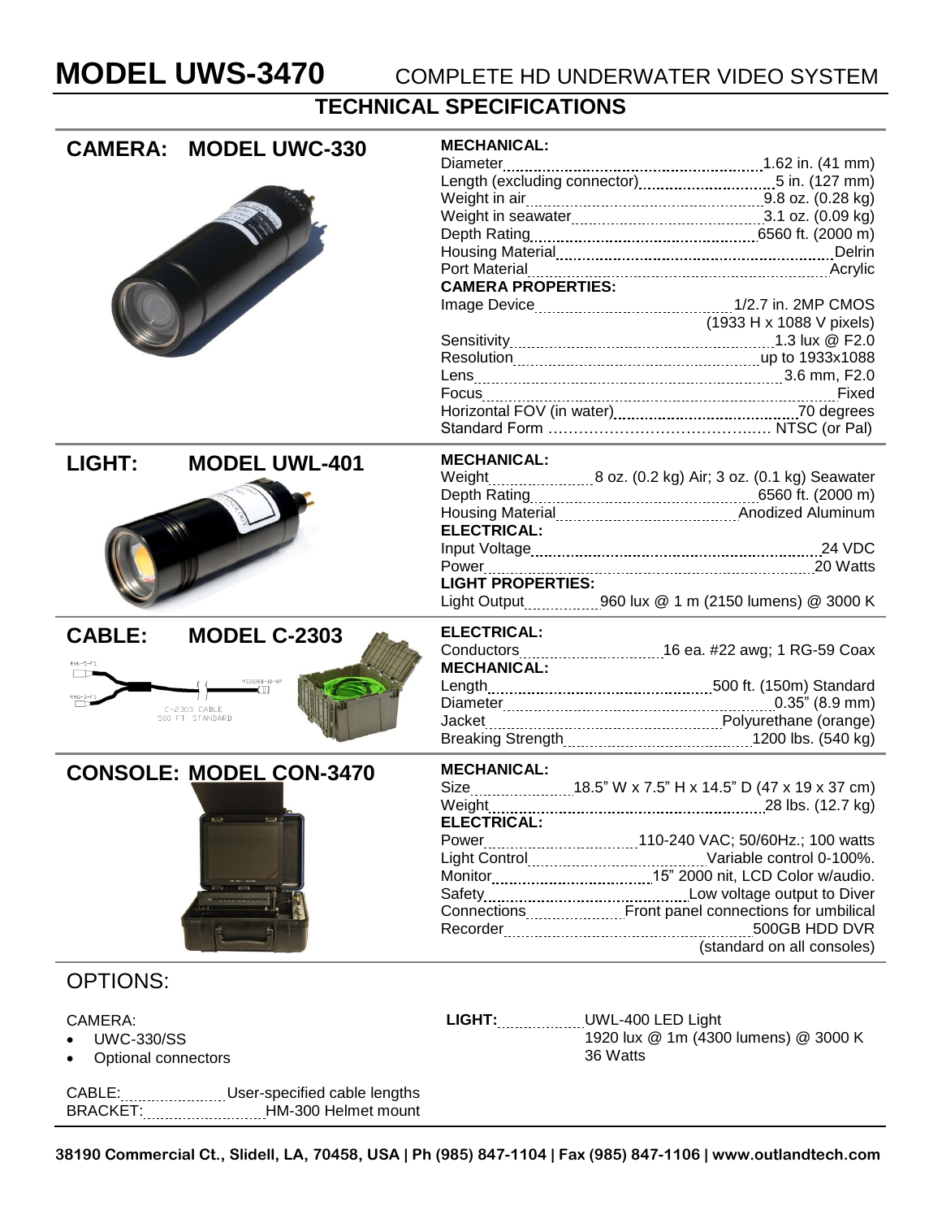# MODEL UWS-3470 COMPLETE HD UNDERWATER VIDEO SYSTEM

## TECHNICAL SPECIFICATIONS

### CAMERA: MODEL UWC-330

**MECHANICAL:**

| | |
|---|---|
| Diameter | 1.62 in. (41 mm) |
| Length (excluding connector) | 5 in. (127 mm) |
| Weight in air | 9.8 oz. (0.28 kg) |
| Weight in seawater | 3.1 oz. (0.09 kg) |
| Depth Rating | 6560 ft. (2000 m) |
| Housing Material | Delrin |
| Port Material | Acrylic |

**CAMERA PROPERTIES:**

| | |
|---|---|
| Image Device | 1/2.7 in. 2MP CMOS (1933 H x 1088 V pixels) |
| Sensitivity | 1.3 lux @ F2.0 |
| Resolution | up to 1933x1088 |
| Lens | 3.6 mm, F2.0 |
| Focus | Fixed |
| Horizontal FOV (in water) | 70 degrees |
| Standard Form | NTSC (or Pal) |

### LIGHT: MODEL UWL-401

**MECHANICAL:**

| | |
|---|---|
| Weight | 8 oz. (0.2 kg) Air; 3 oz. (0.1 kg) Seawater |
| Depth Rating | 6560 ft. (2000 m) |
| Housing Material | Anodized Aluminum |

**ELECTRICAL:**

| | |
|---|---|
| Input Voltage | 24 VDC |
| Power | 20 Watts |

**LIGHT PROPERTIES:**

| | |
|---|---|
| Light Output | 960 lux @ 1 m (2150 lumens) @ 3000 K |

### CABLE: MODEL C-2303

RMK-5-FS
RMG-3-FS
MS3106E-18-8P
C-2303 CABLE
500 FT. STANDARD

**ELECTRICAL:**

| | |
|---|---|
| Conductors | 16 ea. #22 awg; 1 RG-59 Coax |

**MECHANICAL:**

| | |
|---|---|
| Length | 500 ft. (150m) Standard |
| Diameter | 0.35" (8.9 mm) |
| Jacket | Polyurethane (orange) |
| Breaking Strength | 1200 lbs. (540 kg) |

### CONSOLE: MODEL CON-3470

**MECHANICAL:**

| | |
|---|---|
| Size | 18.5" W x 7.5" H x 14.5" D (47 x 19 x 37 cm) |
| Weight | 28 lbs. (12.7 kg) |

**ELECTRICAL:**

| | |
|---|---|
| Power | 110-240 VAC; 50/60Hz.; 100 watts |
| Light Control | Variable control 0-100%. |
| Monitor | 15" 2000 nit, LCD Color w/audio. |
| Safety | Low voltage output to Diver |
| Connections | Front panel connections for umbilical |
| Recorder | 500GB HDD DVR (standard on all consoles) |

## OPTIONS:

CAMERA:

- UWC-330/SS
- Optional connectors

CABLE: User-specified cable lengths

BRACKET: HM-300 Helmet mount

**LIGHT:** UWL-400 LED Light
1920 lux @ 1m (4300 lumens) @ 3000 K
36 Watts

**38190 Commercial Ct., Slidell, LA, 70458, USA | Ph (985) 847-1104 | Fax (985) 847-1106 | www.outlandtech.com**